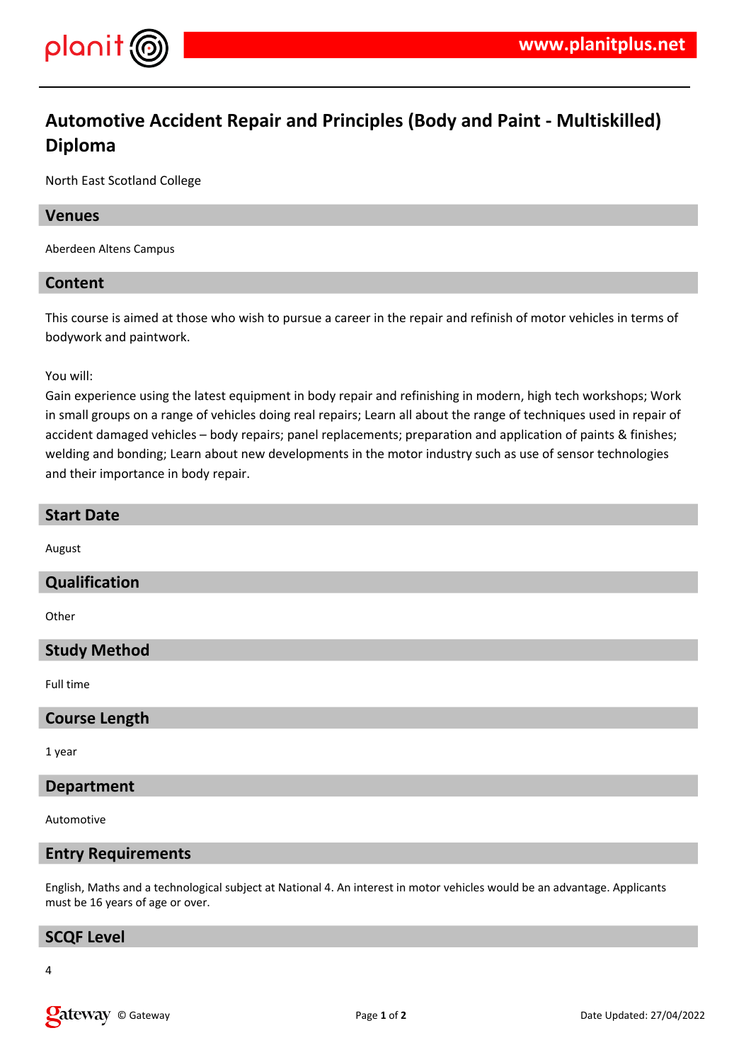# Automotive Accident Repair and Principles (Body and Paint - Multiskilled) Diploma

North East Scotland College

## Venues

Aberdeen Altens Campus

## Content

This course is aimed at those who wish to pursue a career in the repair and refinish of motor vehicles in terms of bodywork and paintwork.

You will:
Gain experience using the latest equipment in body repair and refinishing in modern, high tech workshops; Work in small groups on a range of vehicles doing real repairs; Learn all about the range of techniques used in repair of accident damaged vehicles – body repairs; panel replacements; preparation and application of paints & finishes; welding and bonding; Learn about new developments in the motor industry such as use of sensor technologies and their importance in body repair.

## Start Date

August

## Qualification

Other

## Study Method

Full time

## Course Length

1 year

## Department

Automotive

## Entry Requirements

English, Maths and a technological subject at National 4. An interest in motor vehicles would be an advantage. Applicants must be 16 years of age or over.

## SCQF Level

4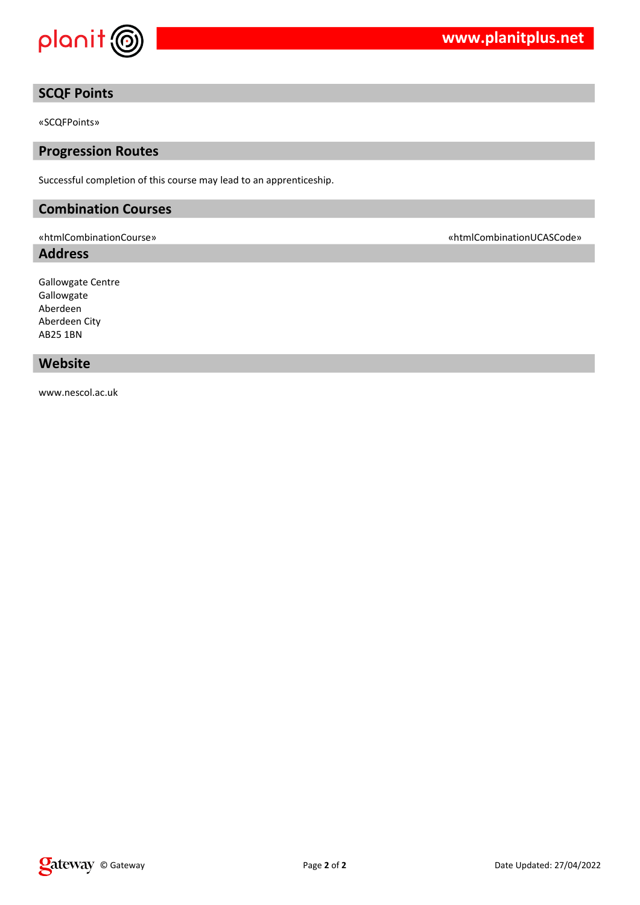## SCQF Points

«SCQFPoints»

## Progression Routes

Successful completion of this course may lead to an apprenticeship.

## Combination Courses

«htmlCombinationCourse» «htmlCombinationUCASCode»

## Address

Gallowgate Centre
Gallowgate
Aberdeen
Aberdeen City
AB25 1BN

## Website

www.nescol.ac.uk